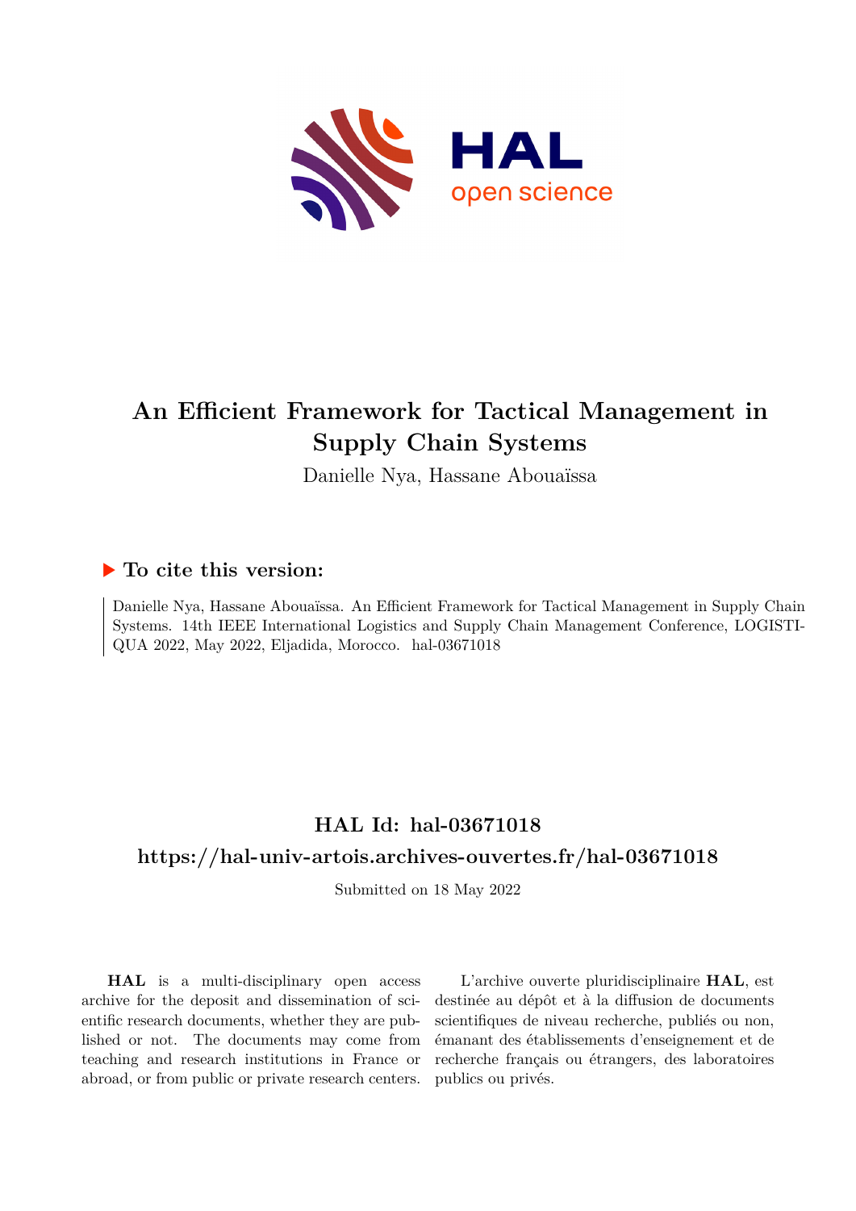# An Efficient Framework for Tactical Management in Supply Chain Systems

Danielle Nya, Hassane Abouaïssa

## ▶ To cite this version:

Danielle Nya, Hassane Abouaïssa. An Efficient Framework for Tactical Management in Supply Chain Systems. 14th IEEE International Logistics and Supply Chain Management Conference, LOGISTI-QUA 2022, May 2022, Eljadida, Morocco. hal-03671018

## HAL Id: hal-03671018

## https://hal-univ-artois.archives-ouvertes.fr/hal-03671018

Submitted on 18 May 2022

**HAL** is a multi-disciplinary open access archive for the deposit and dissemination of scientific research documents, whether they are published or not. The documents may come from teaching and research institutions in France or abroad, or from public or private research centers.

L'archive ouverte pluridisciplinaire **HAL**, est destinée au dépôt et à la diffusion de documents scientifiques de niveau recherche, publiés ou non, émanant des établissements d'enseignement et de recherche français ou étrangers, des laboratoires publics ou privés.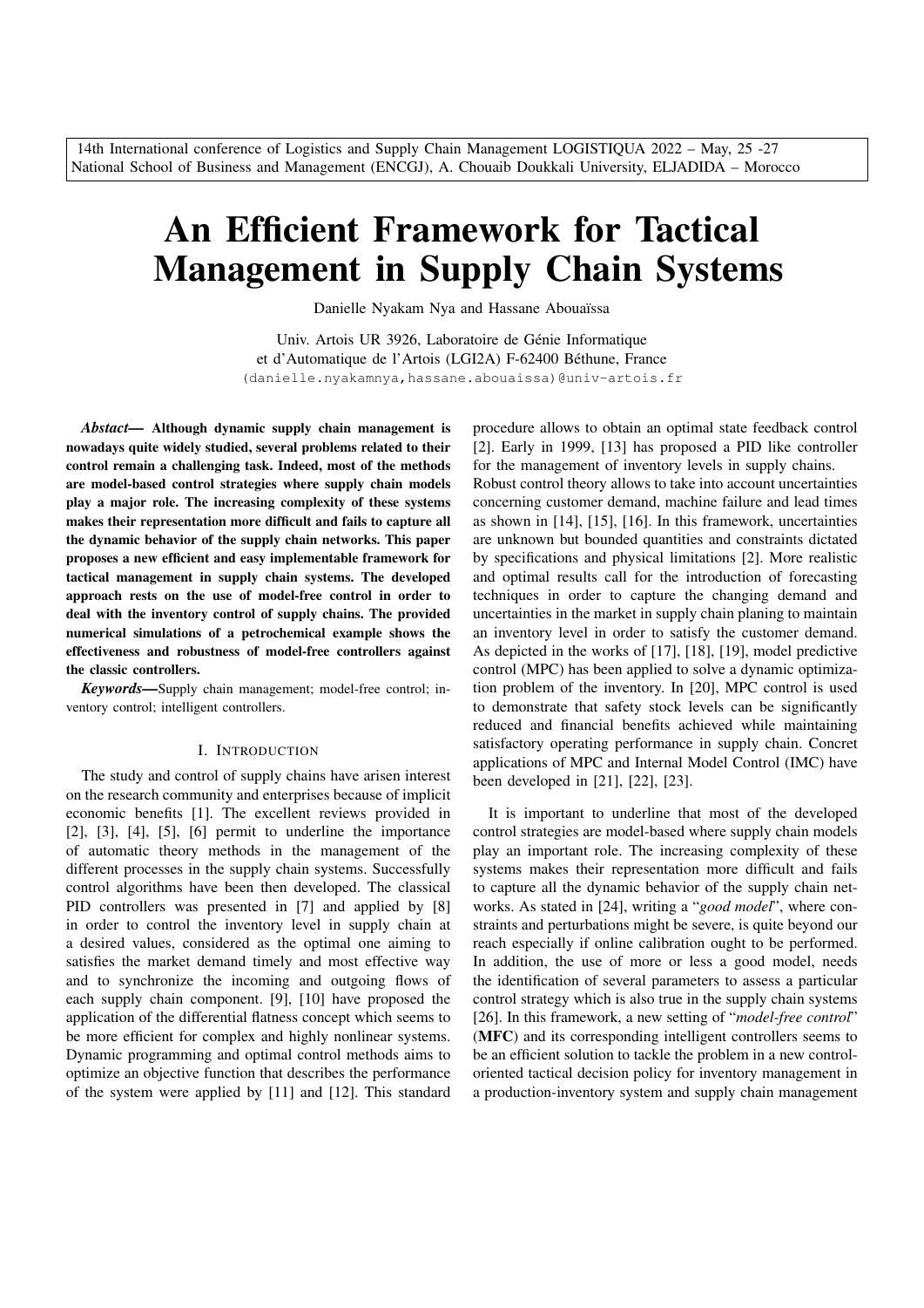14th International conference of Logistics and Supply Chain Management LOGISTIQUA 2022 – May, 25 -27
National School of Business and Management (ENCGJ), A. Chouaib Doukkali University, ELJADIDA – Morocco

# An Efficient Framework for Tactical Management in Supply Chain Systems

Danielle Nyakam Nya and Hassane Abouaïssa

Univ. Artois UR 3926, Laboratoire de Génie Informatique
et d'Automatique de l'Artois (LGI2A) F-62400 Béthune, France
(danielle.nyakamnya,hassane.abouaissa)@univ-artois.fr

***Abstact*— Although dynamic supply chain management is nowadays quite widely studied, several problems related to their control remain a challenging task. Indeed, most of the methods are model-based control strategies where supply chain models play a major role. The increasing complexity of these systems makes their representation more difficult and fails to capture all the dynamic behavior of the supply chain networks. This paper proposes a new efficient and easy implementable framework for tactical management in supply chain systems. The developed approach rests on the use of model-free control in order to deal with the inventory control of supply chains. The provided numerical simulations of a petrochemical example shows the effectiveness and robustness of model-free controllers against the classic controllers.**

***Keywords*—**Supply chain management; model-free control; inventory control; intelligent controllers.

## I. Introduction

The study and control of supply chains have arisen interest on the research community and enterprises because of implicit economic benefits [1]. The excellent reviews provided in [2], [3], [4], [5], [6] permit to underline the importance of automatic theory methods in the management of the different processes in the supply chain systems. Successfully control algorithms have been then developed. The classical PID controllers was presented in [7] and applied by [8] in order to control the inventory level in supply chain at a desired values, considered as the optimal one aiming to satisfies the market demand timely and most effective way and to synchronize the incoming and outgoing flows of each supply chain component. [9], [10] have proposed the application of the differential flatness concept which seems to be more efficient for complex and highly nonlinear systems. Dynamic programming and optimal control methods aims to optimize an objective function that describes the performance of the system were applied by [11] and [12]. This standard procedure allows to obtain an optimal state feedback control [2]. Early in 1999, [13] has proposed a PID like controller for the management of inventory levels in supply chains.

Robust control theory allows to take into account uncertainties concerning customer demand, machine failure and lead times as shown in [14], [15], [16]. In this framework, uncertainties are unknown but bounded quantities and constraints dictated by specifications and physical limitations [2]. More realistic and optimal results call for the introduction of forecasting techniques in order to capture the changing demand and uncertainties in the market in supply chain planing to maintain an inventory level in order to satisfy the customer demand. As depicted in the works of [17], [18], [19], model predictive control (MPC) has been applied to solve a dynamic optimization problem of the inventory. In [20], MPC control is used to demonstrate that safety stock levels can be significantly reduced and financial benefits achieved while maintaining satisfactory operating performance in supply chain. Concret applications of MPC and Internal Model Control (IMC) have been developed in [21], [22], [23].

It is important to underline that most of the developed control strategies are model-based where supply chain models play an important role. The increasing complexity of these systems makes their representation more difficult and fails to capture all the dynamic behavior of the supply chain networks. As stated in [24], writing a "*good model*", where constraints and perturbations might be severe, is quite beyond our reach especially if online calibration ought to be performed. In addition, the use of more or less a good model, needs the identification of several parameters to assess a particular control strategy which is also true in the supply chain systems [26]. In this framework, a new setting of "*model-free control*" (**MFC**) and its corresponding intelligent controllers seems to be an efficient solution to tackle the problem in a new control-oriented tactical decision policy for inventory management in a production-inventory system and supply chain management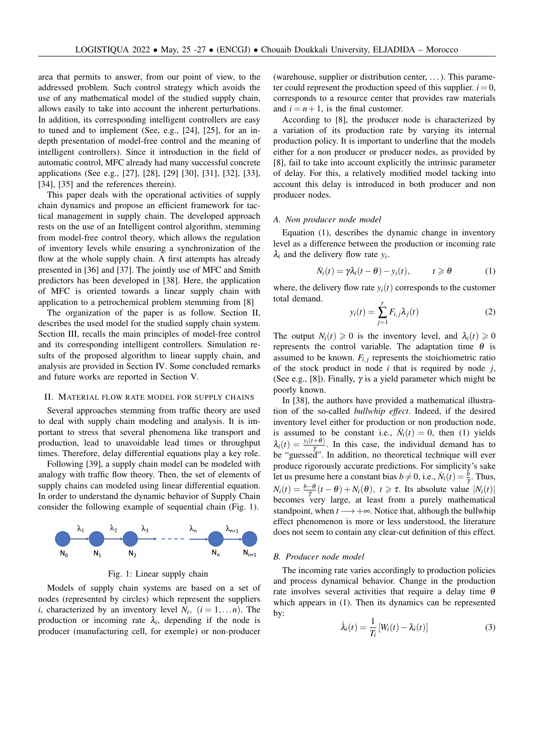area that permits to answer, from our point of view, to the addressed problem. Such control strategy which avoids the use of any mathematical model of the studied supply chain, allows easily to take into account the inherent perturbations. In addition, its corresponding intelligent controllers are easy to tuned and to implement (See, e.g., [24], [25], for an in-depth presentation of model-free control and the meaning of intelligent controllers). Since it introduction in the field of automatic control, MFC already had many successful concrete applications (See e.g., [27], [28], [29] [30], [31], [32], [33], [34], [35] and the references therein).

This paper deals with the operational activities of supply chain dynamics and propose an efficient framework for tactical management in supply chain. The developed approach rests on the use of an Intelligent control algorithm, stemming from model-free control theory, which allows the regulation of inventory levels while ensuring a synchronization of the flow at the whole supply chain. A first attempts has already presented in [36] and [37]. The jointly use of MFC and Smith predictors has been developped in [38]. Here, the application of MFC is oriented towards a linear supply chain with application to a petrochemical problem stemming from [8]

The organization of the paper is as follow. Section II, describes the used model for the studied supply chain system. Section III, recalls the main principles of model-free control and its corresponding intelligent controllers. Simulation results of the proposed algorithm to linear supply chain, and analysis are provided in Section IV. Some concluded remarks and future works are reported in Section V.

## II. Material flow rate model for supply chains

Several approaches stemming from traffic theory are used to deal with supply chain modeling and analysis. It is important to stress that several phenomena like transport and production, lead to unavoidable lead times or throughput times. Therefore, delay differential equations play a key role.

Following [39], a supply chain model can be modeled with analogy with traffic flow theory. Then, the set of elements of supply chains can modeled using linear differential equation. In order to understand the dynamic behavior of Supply Chain consider the following example of sequential chain (Fig. 1).

Fig. 1: Linear supply chain

Models of supply chain systems are based on a set of nodes (represented by circles) which represent the suppliers $i$, characterized by an inventory level $N_i$, $(i = 1, \ldots n)$. The production or incoming rate $\lambda_i$, depending if the node is producer (manufacturing cell, for exemple) or non-producer (warehouse, supplier or distribution center, ...). This parameter could represent the production speed of this supplier. $i = 0$, corresponds to a resource center that provides raw materials and $i = n+1$, is the final customer.

According to [8], the producer node is characterized by a variation of its production rate by varying its internal production policy. It is important to underline that the models either for a non producer or producer nodes, as provided by [8], fail to take into account explicitly the intrinsic parameter of delay. For this, a relatively modified model tacking into account this delay is introduced in both producer and non producer nodes.

### A. Non producer node model

Equation (1), describes the dynamic change in inventory level as a difference between the production or incoming rate $\lambda_i$ and the delivery flow rate $y_i$.

$$\dot{N}_i(t) = \gamma \lambda_i(t - \theta) - y_i(t), \qquad t \geqslant \theta \tag{1}$$

where, the delivery flow rate $y_i(t)$ corresponds to the customer total demand.

$$y_i(t) = \sum_{j=1}^{r} F_{i,j} \lambda_j(t) \tag{2}$$

The output $N_i(t) \geqslant 0$ is the inventory level, and $\lambda_i(t) \geqslant 0$ represents the control variable. The adaptation time $\theta$ is assumed to be known. $F_{i,j}$ represents the stoichiometric ratio of the stock product in node $i$ that is required by node $j$, (See e.g., [8]). Finally, $\gamma$ is a yield parameter which might be poorly known.

In [38], the authors have provided a mathematical illustration of the so-called *bullwhip effect*. Indeed, if the desired inventory level either for production or non production node, is assumed to be constant i.e., $\dot{N}_i(t) = 0$, then (1) yields $\lambda_i(t) = \frac{y_i(t+\theta)}{\gamma}$. In this case, the individual demand has to be "guessed". In addition, no theoretical technique will ever produce rigorously accurate predictions. For simplicity's sake let us presume here a constant bias $b \neq 0$, i.e., $\dot{N}_i(t) = \frac{b}{\gamma}$. Thus, $N_i(t) = \frac{b-\theta}{\gamma}(t-\theta) + N_i(\theta)$, $t \geqslant \tau$. Its absolute value $|N_i(t)|$ becomes very large, at least from a purely mathematical standpoint, when $t \longrightarrow +\infty$. Notice that, although the bullwhip effect phenomenon is more or less understood, the literature does not seem to contain any clear-cut definition of this effect.

### B. Producer node model

The incoming rate varies accordingly to production policies and process dynamical behavior. Change in the production rate involves several activities that require a delay time $\theta$ which appears in (1). Then its dynamics can be represented by:

$$\dot{\lambda}_i(t) = \frac{1}{T_i} \left[ W_i(t) - \lambda_i(t) \right] \tag{3}$$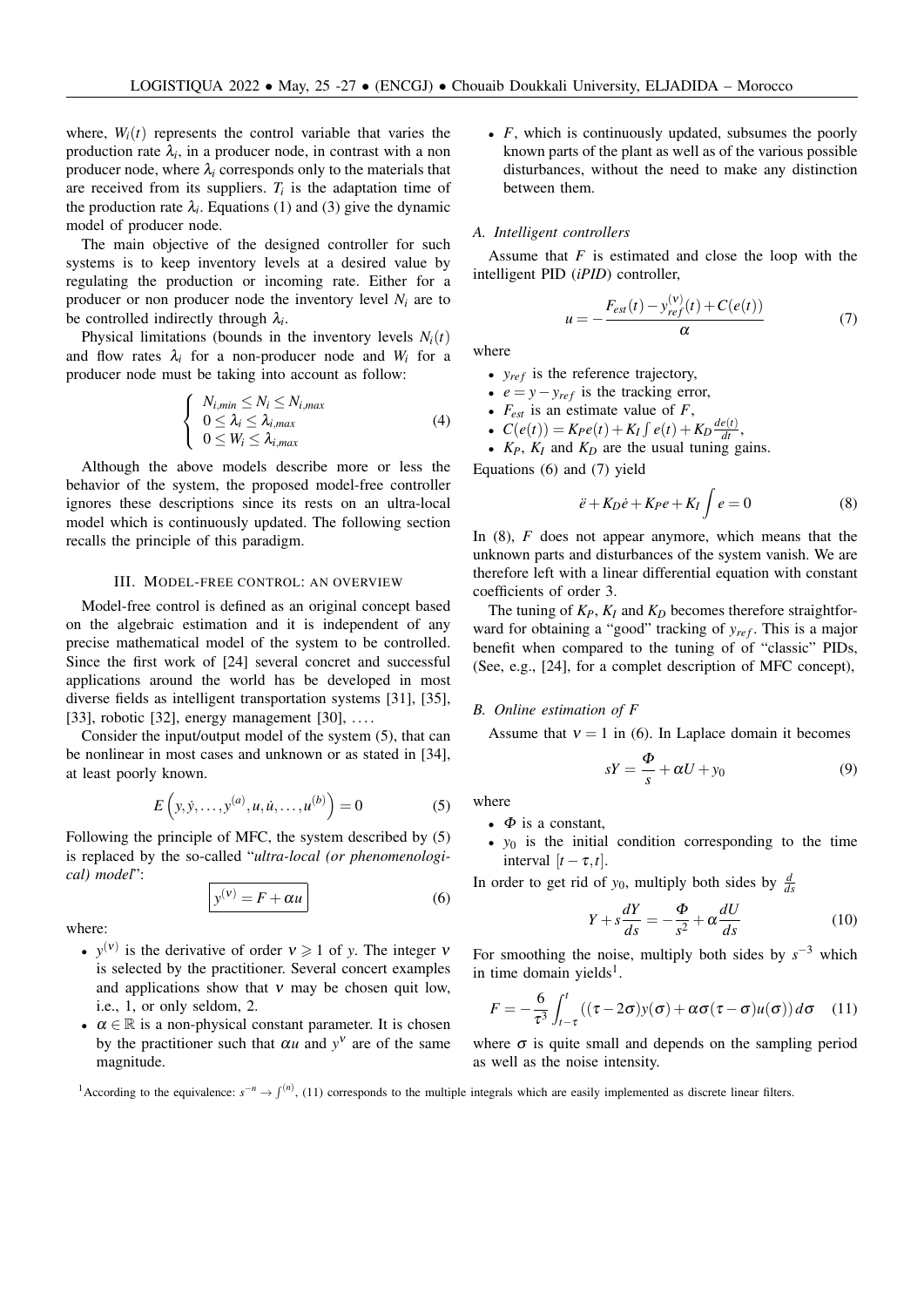where, $W_i(t)$ represents the control variable that varies the production rate $\lambda_i$, in a producer node, in contrast with a non producer node, where $\lambda_i$ corresponds only to the materials that are received from its suppliers. $T_i$ is the adaptation time of the production rate $\lambda_i$. Equations (1) and (3) give the dynamic model of producer node.

The main objective of the designed controller for such systems is to keep inventory levels at a desired value by regulating the production or incoming rate. Either for a producer or non producer node the inventory level $N_i$ are to be controlled indirectly through $\lambda_i$.

Physical limitations (bounds in the inventory levels $N_i(t)$ and flow rates $\lambda_i$ for a non-producer node and $W_i$ for a producer node must be taking into account as follow:

$$\begin{cases} N_{i,min} \leq N_i \leq N_{i,max} \\ 0 \leq \lambda_i \leq \lambda_{i,max} \\ 0 \leq W_i \leq \lambda_{i,max} \end{cases} \tag{4}$$

Although the above models describe more or less the behavior of the system, the proposed model-free controller ignores these descriptions since its rests on an ultra-local model which is continuously updated. The following section recalls the principle of this paradigm.

## III. Model-free control: an overview

Model-free control is defined as an original concept based on the algebraic estimation and it is independent of any precise mathematical model of the system to be controlled. Since the first work of [24] several concret and successful applications around the world has be developed in most diverse fields as intelligent transportation systems [31], [35], [33], robotic [32], energy management [30], ....

Consider the input/output model of the system (5), that can be nonlinear in most cases and unknown or as stated in [34], at least poorly known.

$$E\left(y, \dot{y}, \ldots, y^{(a)}, u, \dot{u}, \ldots, u^{(b)}\right) = 0 \tag{5}$$

Following the principle of MFC, the system described by (5) is replaced by the so-called "*ultra-local (or phenomenological) model*":

$$\boxed{y^{(\nu)} = F + \alpha u} \tag{6}$$

where:

- $y^{(\nu)}$ is the derivative of order $\nu \geqslant 1$ of $y$. The integer $\nu$ is selected by the practitioner. Several concert examples and applications show that $\nu$ may be chosen quit low, i.e., 1, or only seldom, 2.
- $\alpha \in \mathbb{R}$ is a non-physical constant parameter. It is chosen by the practitioner such that $\alpha u$ and $y^{\nu}$ are of the same magnitude.
- $F$, which is continuously updated, subsumes the poorly known parts of the plant as well as of the various possible disturbances, without the need to make any distinction between them.

### A. Intelligent controllers

Assume that $F$ is estimated and close the loop with the intelligent PID (*iPID*) controller,

$$u = -\frac{F_{est}(t) - y_{ref}^{(\nu)}(t) + C(e(t))}{\alpha} \tag{7}$$

where

- $y_{ref}$ is the reference trajectory,
- $e = y - y_{ref}$ is the tracking error,
- $F_{est}$ is an estimate value of $F$,
- $C(e(t)) = K_P e(t) + K_I \int e(t) + K_D \frac{de(t)}{dt}$,
- $K_P$, $K_I$ and $K_D$ are the usual tuning gains.

Equations (6) and (7) yield

$$\ddot{e} + K_D \dot{e} + K_P e + K_I \int e = 0 \tag{8}$$

In (8), $F$ does not appear anymore, which means that the unknown parts and disturbances of the system vanish. We are therefore left with a linear differential equation with constant coefficients of order 3.

The tuning of $K_P$, $K_I$ and $K_D$ becomes therefore straightforward for obtaining a "good" tracking of $y_{ref}$. This is a major benefit when compared to the tuning of of "classic" PIDs, (See, e.g., [24], for a complet description of MFC concept),

### B. Online estimation of $F$

Assume that $\nu = 1$ in (6). In Laplace domain it becomes

$$sY = \frac{\Phi}{s} + \alpha U + y_0 \tag{9}$$

where

- $\Phi$ is a constant,
- $y_0$ is the initial condition corresponding to the time interval $[t - \tau, t]$.

In order to get rid of $y_0$, multiply both sides by $\frac{d}{ds}$

$$Y + s\frac{dY}{ds} = -\frac{\Phi}{s^2} + \alpha \frac{dU}{ds} \tag{10}$$

For smoothing the noise, multiply both sides by $s^{-3}$ which in time domain yields[1].

$$F = -\frac{6}{\tau^3} \int_{t-\tau}^{t} \left((\tau - 2\sigma) y(\sigma) + \alpha \sigma (\tau - \sigma) u(\sigma)\right) d\sigma \tag{11}$$

where $\sigma$ is quite small and depends on the sampling period as well as the noise intensity.

[1] According to the equivalence: $s^{-n} \rightarrow \int^{(n)}$, (11) corresponds to the multiple integrals which are easily implemented as discrete linear filters.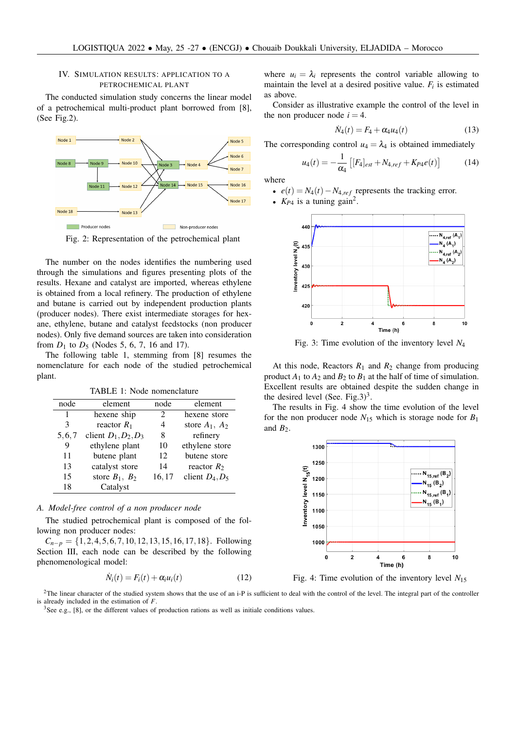## IV. Simulation Results: Application to a Petrochemical Plant

The conducted simulation study concerns the linear model of a petrochemical multi-product plant borrowed from [8], (See Fig.2).

Fig. 2: Representation of the petrochemical plant

The number on the nodes identifies the numbering used through the simulations and figures presenting plots of the results. Hexane and catalyst are imported, whereas ethylene is obtained from a local refinery. The production of ethylene and butane is carried out by independent production plants (producer nodes). There exist intermediate storages for hexane, ethylene, butane and catalyst feedstocks (non producer nodes). Only five demand sources are taken into consideration from $D_1$ to $D_5$ (Nodes 5, 6, 7, 16 and 17).

The following table 1, stemming from [8] resumes the nomenclature for each node of the studied petrochemical plant.

TABLE 1: Node nomenclature

| node | element | node | element |
|---|---|---|---|
| 1 | hexene ship | 2 | hexene store |
| 3 | reactor $R_1$ | 4 | store $A_1$, $A_2$ |
| 5,6,7 | client $D_1, D_2, D_3$ | 8 | refinery |
| 9 | ethylene plant | 10 | ethylene store |
| 11 | butene plant | 12 | butene store |
| 13 | catalyst store | 14 | reactor $R_2$ |
| 15 | store $B_1$, $B_2$ | 16,17 | client $D_4, D_5$ |
| 18 | Catalyst | | |

### A. Model-free control of a non producer node

The studied petrochemical plant is composed of the following non producer nodes:

$C_{n-p} = \{1,2,4,5,6,7,10,12,13,15,16,17,18\}$. Following Section III, each node can be described by the following phenomenological model:

$$\dot{N}_i(t) = F_i(t) + \alpha_i u_i(t) \tag{12}$$

where $u_i = \lambda_i$ represents the control variable allowing to maintain the level at a desired positive value. $F_i$ is estimated as above.

Consider as illustrative example the control of the level in the non producer node $i = 4$.

$$\dot{N}_4(t) = F_4 + \alpha_4 u_4(t) \tag{13}$$

The corresponding control $u_4 = \lambda_4$ is obtained immediately

$$u_4(t) = -\frac{1}{\alpha_4}\left[[F_4]_{est} + N_{4,ref} + K_{P4} e(t)\right] \tag{14}$$

where

- $e(t) = N_4(t) - N_{4,ref}$ represents the tracking error.
- $K_{P4}$ is a tuning gain[2].

Fig. 3: Time evolution of the inventory level $N_4$

At this node, Reactors $R_1$ and $R_2$ change from producing product $A_1$ to $A_2$ and $B_2$ to $B_1$ at the half of time of simulation. Excellent results are obtained despite the sudden change in the desired level (See. Fig.3)[3].

The results in Fig. 4 show the time evolution of the level for the non producer node $N_{15}$ which is storage node for $B_1$ and $B_2$.

Fig. 4: Time evolution of the inventory level $N_{15}$

[2]The linear character of the studied system shows that the use of an i-P is sufficient to deal with the control of the level. The integral part of the controller is already included in the estimation of $F$.

[3]See e.g., [8], or the different values of production rations as well as initiale conditions values.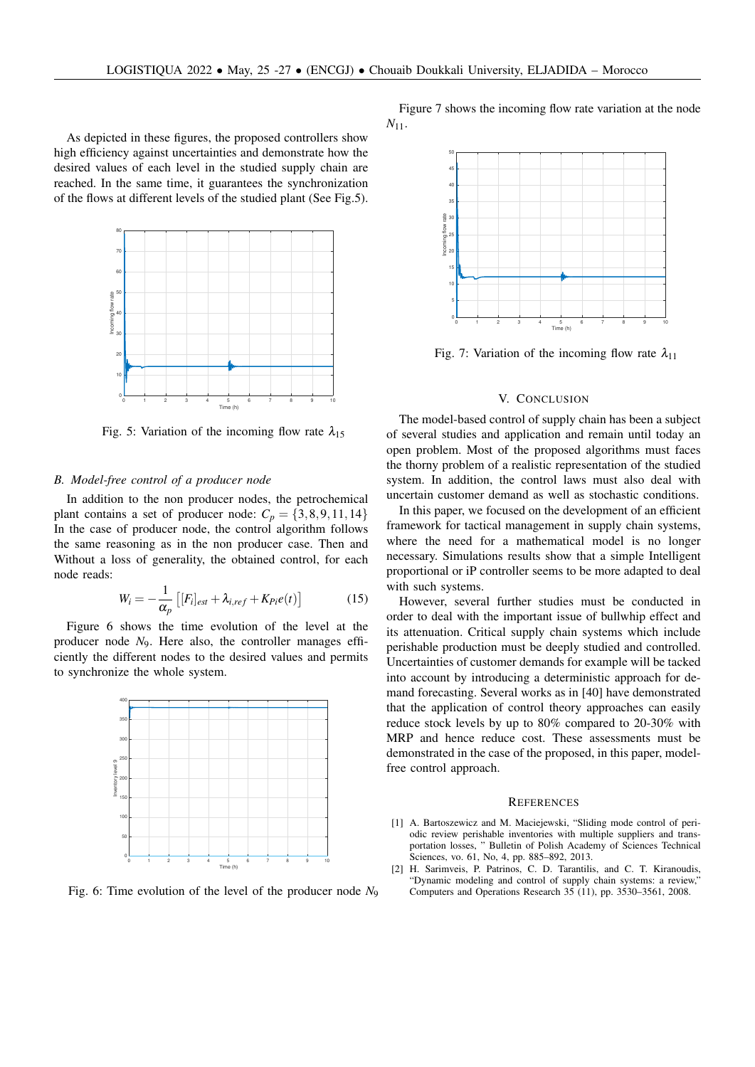As depicted in these figures, the proposed controllers show high efficiency against uncertainties and demonstrate how the desired values of each level in the studied supply chain are reached. In the same time, it guarantees the synchronization of the flows at different levels of the studied plant (See Fig.5).

Fig. 5: Variation of the incoming flow rate $\lambda_{15}$

### B. Model-free control of a producer node

In addition to the non producer nodes, the petrochemical plant contains a set of producer node: $C_p = \{3, 8, 9, 11, 14\}$ In the case of producer node, the control algorithm follows the same reasoning as in the non producer case. Then and Without a loss of generality, the obtained control, for each node reads:

$$W_i = -\frac{1}{\alpha_p}\left[[F_i]_{est} + \lambda_{i,ref} + K_{Pi}e(t)\right] \tag{15}$$

Figure 6 shows the time evolution of the level at the producer node $N_9$. Here also, the controller manages efficiently the different nodes to the desired values and permits to synchronize the whole system.

Fig. 6: Time evolution of the level of the producer node $N_9$

Figure 7 shows the incoming flow rate variation at the node $N_{11}$.

Fig. 7: Variation of the incoming flow rate $\lambda_{11}$

## V. Conclusion

The model-based control of supply chain has been a subject of several studies and application and remain until today an open problem. Most of the proposed algorithms must faces the thorny problem of a realistic representation of the studied system. In addition, the control laws must also deal with uncertain customer demand as well as stochastic conditions.

In this paper, we focused on the development of an efficient framework for tactical management in supply chain systems, where the need for a mathematical model is no longer necessary. Simulations results show that a simple Intelligent proportional or iP controller seems to be more adapted to deal with such systems.

However, several further studies must be conducted in order to deal with the important issue of bullwhip effect and its attenuation. Critical supply chain systems which include perishable production must be deeply studied and controlled. Uncertainties of customer demands for example will be tacked into account by introducing a deterministic approach for demand forecasting. Several works as in [40] have demonstrated that the application of control theory approaches can easily reduce stock levels by up to 80% compared to 20-30% with MRP and hence reduce cost. These assessments must be demonstrated in the case of the proposed, in this paper, model-free control approach.

## References

[1] A. Bartoszewicz and M. Maciejewski, "Sliding mode control of periodic review perishable inventories with multiple suppliers and transportation losses, " Bulletin of Polish Academy of Sciences Technical Sciences, vo. 61, No, 4, pp. 885–892, 2013.

[2] H. Sarimveis, P. Patrinos, C. D. Tarantilis, and C. T. Kiranoudis, "Dynamic modeling and control of supply chain systems: a review," Computers and Operations Research 35 (11), pp. 3530–3561, 2008.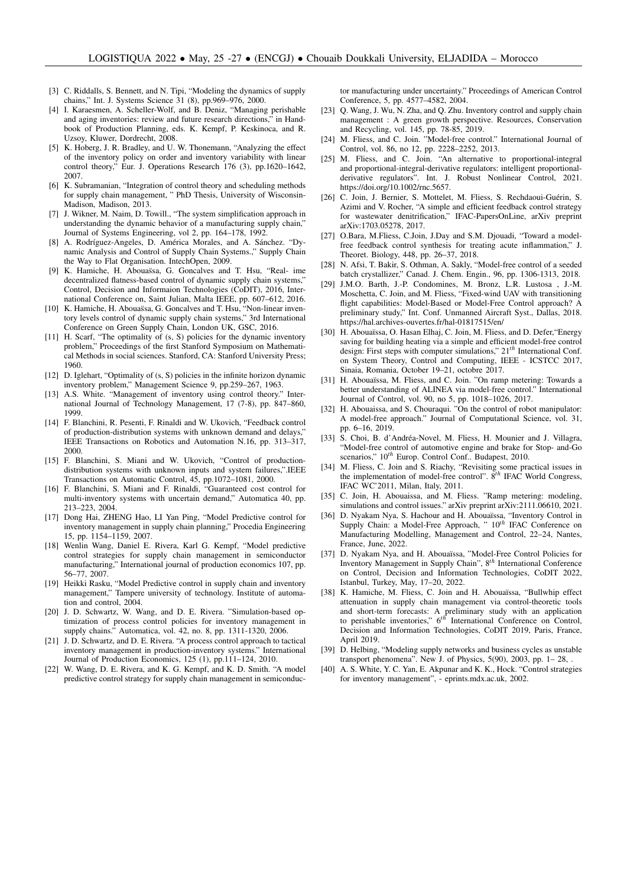[3] C. Riddalls, S. Bennett, and N. Tipi, "Modeling the dynamics of supply chains," Int. J. Systems Science 31 (8), pp.969–976, 2000.

[4] I. Karaesmen, A. Scheller-Wolf, and B. Deniz, "Managing perishable and aging inventories: review and future research directions," in Handbook of Production Planning, eds. K. Kempf, P. Keskinoca, and R. Uzsoy, Kluwer, Dordrecht, 2008.

[5] K. Hoberg, J. R. Bradley, and U. W. Thonemann, "Analyzing the effect of the inventory policy on order and inventory variability with linear control theory," Eur. J. Operations Research 176 (3), pp.1620–1642, 2007.

[6] K. Subramanian, "Integration of control theory and scheduling methods for supply chain management, " PhD Thesis, University of Wisconsin-Madison, Madison, 2013.

[7] J. Wikner, M. Naim, D. Towill., "The system simplification approach in understanding the dynamic behavior of a manufacturing supply chain," Journal of Systems Engineering, vol 2, pp. 164–178, 1992.

[8] A. Rodríguez-Angeles, D. América Morales, and A. Sánchez. "Dynamic Analysis and Control of Supply Chain Systems.," Supply Chain the Way to Flat Organisation. IntechOpen, 2009.

[9] K. Hamiche, H. Abouaïssa, G. Goncalves and T. Hsu, "Real- ime decentralized flatness-based control of dynamic supply chain systems," Control, Decision and Informaion Technologies (CoDIT), 2016, International Conference on, Saint Julian, Malta IEEE, pp. 607–612, 2016.

[10] K. Hamiche, H. Abouaïssa, G. Goncalves and T. Hsu, "Non-linear inventory levels control of dynamic supply chain systems," 3rd International Conference on Green Supply Chain, London UK, GSC, 2016.

[11] H. Scarf, "The optimality of (s, S) policies for the dynamic inventory problem," Proceedings of the first Stanford Symposium on Mathematical Methods in social sciences. Stanford, CA: Stanford University Press; 1960.

[12] D. Iglehart, "Optimality of (s, S) policies in the infinite horizon dynamic inventory problem," Management Science 9, pp.259–267, 1963.

[13] A.S. White. "Management of inventory using control theory." International Journal of Technology Management, 17 (7-8), pp. 847–860, 1999.

[14] F. Blanchini, R. Pesenti, F. Rinaldi and W. Ukovich, "Feedback control of production-distribution systems with unknown demand and delays," IEEE Transactions on Robotics and Automation N.16, pp. 313–317, 2000.

[15] F. Blanchini, S. Miani and W. Ukovich, "Control of production-distribution systems with unknown inputs and system failures,".IEEE Transactions on Automatic Control, 45, pp.1072–1081, 2000.

[16] F. Blanchini, S. Miani and F. Rinaldi, "Guaranteed cost control for multi-inventory systems with uncertain demand," Automatica 40, pp. 213–223, 2004.

[17] Dong Hai, ZHENG Hao, LI Yan Ping, "Model Predictive control for inventory management in supply chain planning," Procedia Engineering 15, pp. 1154–1159, 2007.

[18] Wenlin Wang, Daniel E. Rivera, Karl G. Kempf, "Model predictive control strategies for supply chain management in semiconductor manufacturing," International journal of production economics 107, pp. 56–77, 2007.

[19] Heikki Rasku, "Model Predictive control in supply chain and inventory management," Tampere university of technology. Institute of automation and control, 2004.

[20] J. D. Schwartz, W. Wang, and D. E. Rivera. "Simulation-based optimization of process control policies for inventory management in supply chains." Automatica, vol. 42, no. 8, pp. 1311-1320, 2006.

[21] J. D. Schwartz, and D. E. Rivera. "A process control approach to tactical inventory management in production-inventory systems." International Journal of Production Economics, 125 (1), pp.111–124, 2010.

[22] W. Wang, D. E. Rivera, and K. G. Kempf, and K. D. Smith. "A model predictive control strategy for supply chain management in semiconductor manufacturing under uncertainty." Proceedings of American Control Conference, 5, pp. 4577–4582, 2004.

[23] Q. Wang, J. Wu, N. Zha, and Q. Zhu. Inventory control and supply chain management : A green growth perspective. Resources, Conservation and Recycling, vol. 145, pp. 78-85, 2019.

[24] M. Fliess, and C. Join. "Model-free control." International Journal of Control, vol. 86, no 12, pp. 2228–2252, 2013.

[25] M. Fliess, and C. Join. "An alternative to proportional-integral and proportional-integral-derivative regulators: intelligent proportional-derivative regulators". Int. J. Robust Nonlinear Control, 2021. https://doi.org/10.1002/rnc.5657.

[26] C. Join, J. Bernier, S. Mottelet, M. Fliess, S. Rechdaoui-Guérin, S. Azimi and V. Rocher, "A simple and efficient feedback control strategy for wastewater denitrification," IFAC-PapersOnLine, arXiv preprint arXiv:1703.05278, 2017.

[27] O.Bara, M.Fliess, C.Join, J.Day and S.M. Djouadi, "Toward a model-free feedback control synthesis for treating acute inflammation," J. Theoret. Biology, 448, pp. 26–37, 2018.

[28] N. Afsi, T. Bakir, S. Othman, A. Sakly, "Model-free control of a seeded batch crystallizer," Canad. J. Chem. Engin., 96, pp. 1306-1313, 2018.

[29] J.M.O. Barth, J.-P. Condomines, M. Bronz, L.R. Lustosa , J.-M. Moschetta, C. Join, and M. Fliess, "Fixed-wind UAV with transitioning flight capabilities: Model-Based or Model-Free Control approach? A preliminary study," Int. Conf. Unmanned Aircraft Syst., Dallas, 2018. https://hal.archives-ouvertes.fr/hal-01817515/en/

[30] H. Abouaïssa, O. Hasan Elhaj, C. Join, M. Fliess, and D. Defer,"Energy saving for building heating via a simple and efficient model-free control design: First steps with computer simulations," 21$^{th}$ International Conf. on System Theory, Control and Computing, IEEE - ICSTCC 2017, Sinaia, Romania, October 19–21, octobre 2017.

[31] H. Abouaïssa, M. Fliess, and C. Join. "On ramp metering: Towards a better understanding of ALINEA via model-free control." International Journal of Control, vol. 90, no 5, pp. 1018–1026, 2017.

[32] H. Abouaissa, and S. Chouraqui. "On the control of robot manipulator: A model-free approach." Journal of Computational Science, vol. 31, pp. 6–16, 2019.

[33] S. Choi, B. d'Andréa-Novel, M. Fliess, H. Mounier and J. Villagra, "Model-free control of automotive engine and brake for Stop- and-Go scenarios," 10$^{th}$ Europ. Control Conf.. Budapest, 2010.

[34] M. Fliess, C. Join and S. Riachy, "Revisiting some practical issues in the implementation of model-free control". 8$^{th}$ IFAC World Congress, IFAC WC'2011, Milan, Italy, 2011.

[35] C. Join, H. Abouaissa, and M. Fliess. "Ramp metering: modeling, simulations and control issues." arXiv preprint arXiv:2111.06610, 2021.

[36] D. Nyakam Nya, S. Hachour and H. Abouaïssa, "Inventory Control in Supply Chain: a Model-Free Approach, " 10$^{th}$ IFAC Conference on Manufacturing Modelling, Management and Control, 22–24, Nantes, France, June, 2022.

[37] D. Nyakam Nya, and H. Abouaïssa, "Model-Free Control Policies for Inventory Management in Supply Chain", 8$^{th}$ International Conference on Control, Decision and Information Technologies, CoDIT 2022, Istanbul, Turkey, May, 17–20, 2022.

[38] K. Hamiche, M. Fliess, C. Join and H. Abouaïssa, "Bullwhip effect attenuation in supply chain management via control-theoretic tools and short-term forecasts: A preliminary study with an application to perishable inventories," 6$^{th}$ International Conference on Control, Decision and Information Technologies, CoDIT 2019, Paris, France, April 2019.

[39] D. Helbing, "Modeling supply networks and business cycles as unstable transport phenomena". New J. of Physics, 5(90), 2003, pp. 1– 28, .

[40] A. S. White, Y. C. Yan, E. Akpunar and K. K., Hock. "Control strategies for inventory management", - eprints.mdx.ac.uk, 2002.